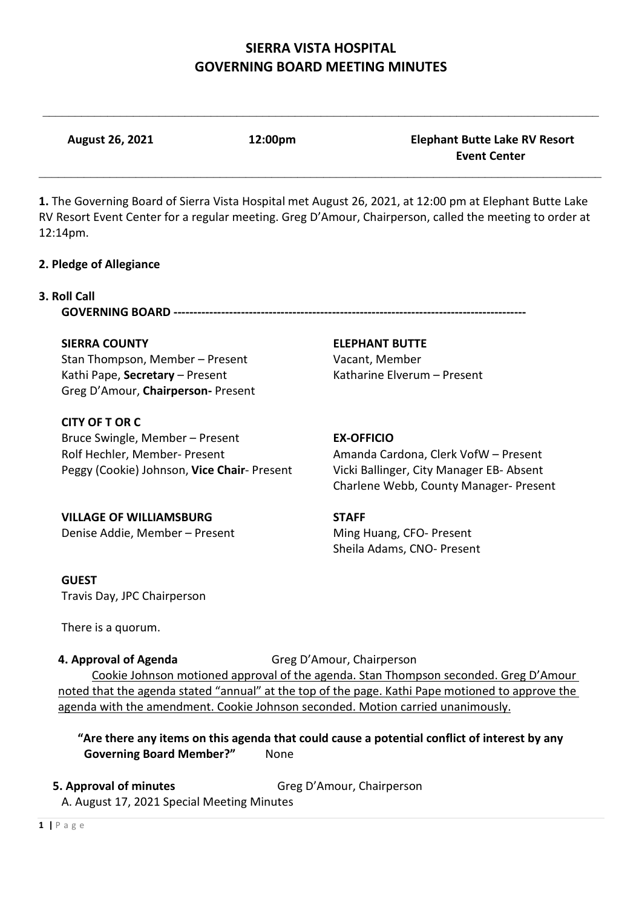# SIERRA VISTA HOSPITAL
# GOVERNING BOARD MEETING MINUTES

**August 26, 2021** **12:00pm** **Elephant Butte Lake RV Resort Event Center**

**1.** The Governing Board of Sierra Vista Hospital met August 26, 2021, at 12:00 pm at Elephant Butte Lake RV Resort Event Center for a regular meeting. Greg D'Amour, Chairperson, called the meeting to order at 12:14pm.

**2. Pledge of Allegiance**

**3. Roll Call**

**GOVERNING BOARD ----------------------------------------------------------------------------------------**

**SIERRA COUNTY**
Stan Thompson, Member – Present
Kathi Pape, **Secretary** – Present
Greg D'Amour, **Chairperson-** Present

**ELEPHANT BUTTE**
Vacant, Member
Katharine Elverum – Present

**CITY OF T OR C**
Bruce Swingle, Member – Present
Rolf Hechler, Member- Present
Peggy (Cookie) Johnson, **Vice Chair**- Present

**EX-OFFICIO**
Amanda Cardona, Clerk VofW – Present
Vicki Ballinger, City Manager EB- Absent
Charlene Webb, County Manager- Present

**VILLAGE OF WILLIAMSBURG**
Denise Addie, Member – Present

**STAFF**
Ming Huang, CFO- Present
Sheila Adams, CNO- Present

**GUEST**
Travis Day, JPC Chairperson

There is a quorum.

**4. Approval of Agenda** Greg D'Amour, Chairperson

Cookie Johnson motioned approval of the agenda. Stan Thompson seconded. Greg D'Amour noted that the agenda stated "annual" at the top of the page. Kathi Pape motioned to approve the agenda with the amendment. Cookie Johnson seconded. Motion carried unanimously.

**"Are there any items on this agenda that could cause a potential conflict of interest by any Governing Board Member?"** None

**5. Approval of minutes** Greg D'Amour, Chairperson

A. August 17, 2021 Special Meeting Minutes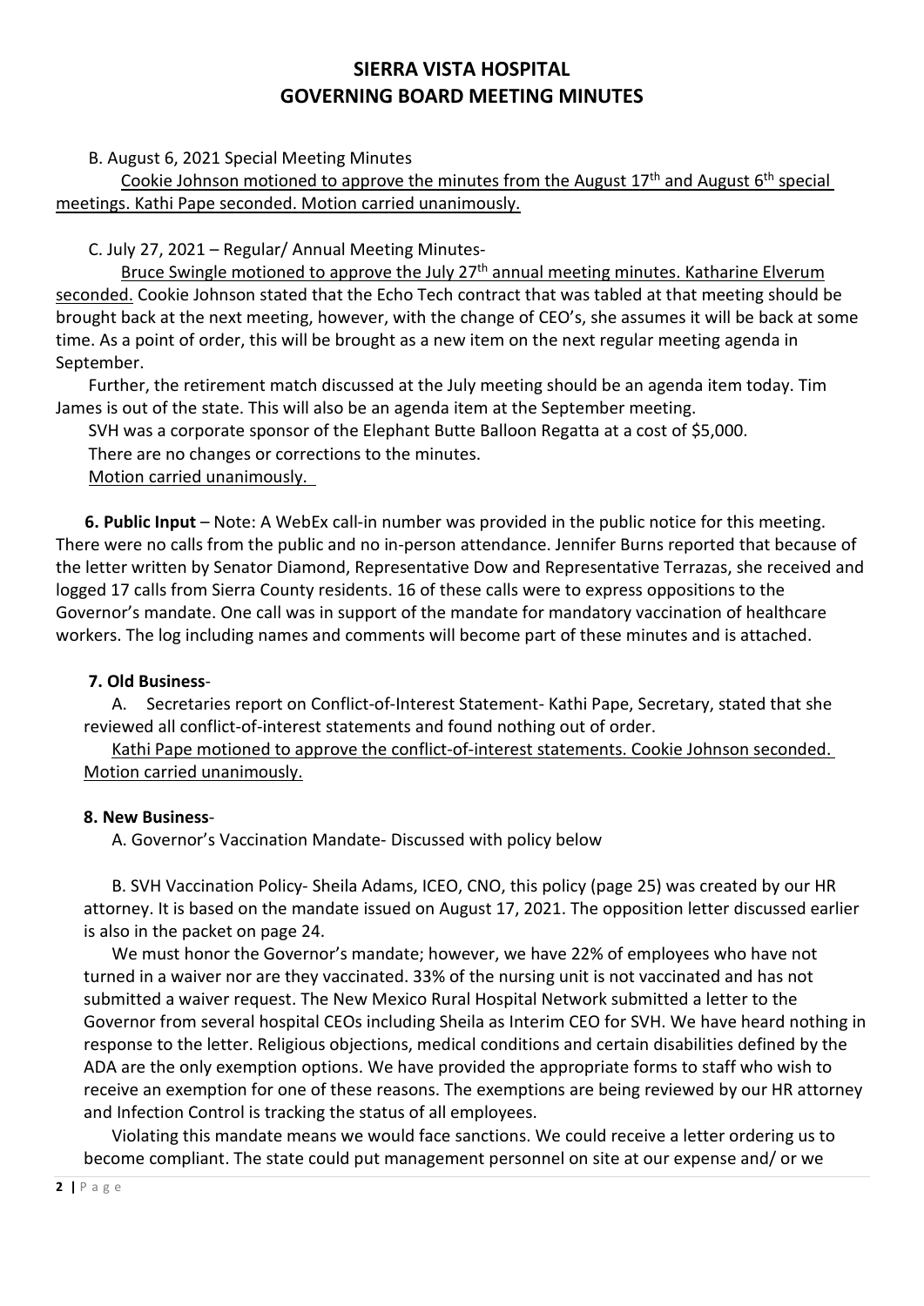# SIERRA VISTA HOSPITAL
# GOVERNING BOARD MEETING MINUTES

B. August 6, 2021 Special Meeting Minutes

Cookie Johnson motioned to approve the minutes from the August 17th and August 6th special meetings. Kathi Pape seconded. Motion carried unanimously.

C. July 27, 2021 – Regular/ Annual Meeting Minutes-

Bruce Swingle motioned to approve the July 27th annual meeting minutes. Katharine Elverum seconded. Cookie Johnson stated that the Echo Tech contract that was tabled at that meeting should be brought back at the next meeting, however, with the change of CEO's, she assumes it will be back at some time. As a point of order, this will be brought as a new item on the next regular meeting agenda in September.

Further, the retirement match discussed at the July meeting should be an agenda item today. Tim James is out of the state. This will also be an agenda item at the September meeting.

SVH was a corporate sponsor of the Elephant Butte Balloon Regatta at a cost of $5,000.

There are no changes or corrections to the minutes.

Motion carried unanimously.

**6. Public Input** – Note: A WebEx call-in number was provided in the public notice for this meeting. There were no calls from the public and no in-person attendance. Jennifer Burns reported that because of the letter written by Senator Diamond, Representative Dow and Representative Terrazas, she received and logged 17 calls from Sierra County residents. 16 of these calls were to express oppositions to the Governor's mandate. One call was in support of the mandate for mandatory vaccination of healthcare workers. The log including names and comments will become part of these minutes and is attached.

**7. Old Business**-

A. Secretaries report on Conflict-of-Interest Statement- Kathi Pape, Secretary, stated that she reviewed all conflict-of-interest statements and found nothing out of order.

Kathi Pape motioned to approve the conflict-of-interest statements. Cookie Johnson seconded. Motion carried unanimously.

**8. New Business**-

A. Governor's Vaccination Mandate- Discussed with policy below

B. SVH Vaccination Policy- Sheila Adams, ICEO, CNO, this policy (page 25) was created by our HR attorney. It is based on the mandate issued on August 17, 2021. The opposition letter discussed earlier is also in the packet on page 24.

We must honor the Governor's mandate; however, we have 22% of employees who have not turned in a waiver nor are they vaccinated. 33% of the nursing unit is not vaccinated and has not submitted a waiver request. The New Mexico Rural Hospital Network submitted a letter to the Governor from several hospital CEOs including Sheila as Interim CEO for SVH. We have heard nothing in response to the letter. Religious objections, medical conditions and certain disabilities defined by the ADA are the only exemption options. We have provided the appropriate forms to staff who wish to receive an exemption for one of these reasons. The exemptions are being reviewed by our HR attorney and Infection Control is tracking the status of all employees.

Violating this mandate means we would face sanctions. We could receive a letter ordering us to become compliant. The state could put management personnel on site at our expense and/ or we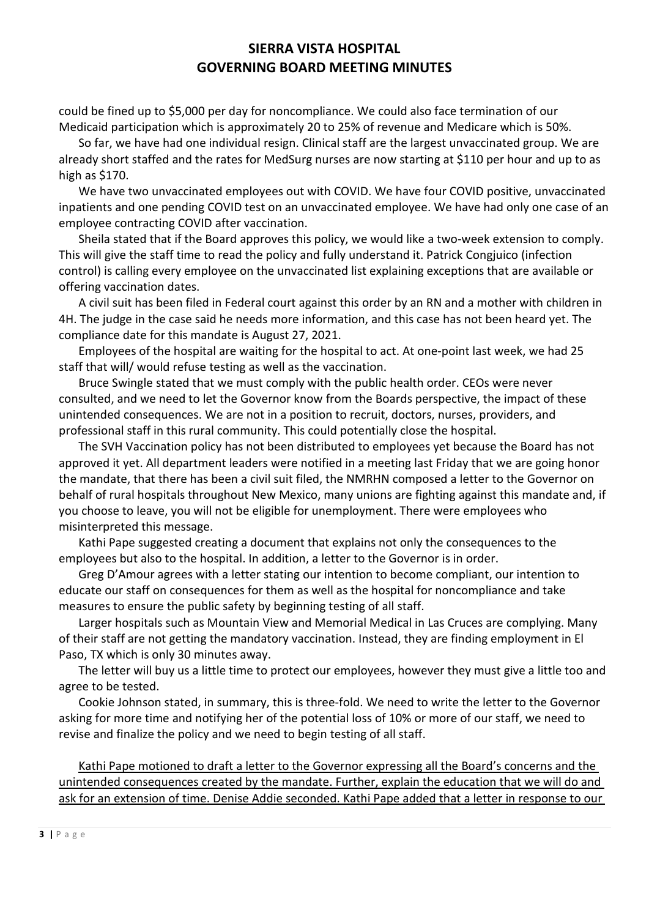could be fined up to $5,000 per day for noncompliance. We could also face termination of our Medicaid participation which is approximately 20 to 25% of revenue and Medicare which is 50%.

So far, we have had one individual resign. Clinical staff are the largest unvaccinated group. We are already short staffed and the rates for MedSurg nurses are now starting at $110 per hour and up to as high as $170.

We have two unvaccinated employees out with COVID. We have four COVID positive, unvaccinated inpatients and one pending COVID test on an unvaccinated employee. We have had only one case of an employee contracting COVID after vaccination.

Sheila stated that if the Board approves this policy, we would like a two-week extension to comply. This will give the staff time to read the policy and fully understand it. Patrick Congjuico (infection control) is calling every employee on the unvaccinated list explaining exceptions that are available or offering vaccination dates.

A civil suit has been filed in Federal court against this order by an RN and a mother with children in 4H. The judge in the case said he needs more information, and this case has not been heard yet. The compliance date for this mandate is August 27, 2021.

Employees of the hospital are waiting for the hospital to act. At one-point last week, we had 25 staff that will/ would refuse testing as well as the vaccination.

Bruce Swingle stated that we must comply with the public health order. CEOs were never consulted, and we need to let the Governor know from the Boards perspective, the impact of these unintended consequences. We are not in a position to recruit, doctors, nurses, providers, and professional staff in this rural community. This could potentially close the hospital.

The SVH Vaccination policy has not been distributed to employees yet because the Board has not approved it yet. All department leaders were notified in a meeting last Friday that we are going honor the mandate, that there has been a civil suit filed, the NMRHN composed a letter to the Governor on behalf of rural hospitals throughout New Mexico, many unions are fighting against this mandate and, if you choose to leave, you will not be eligible for unemployment. There were employees who misinterpreted this message.

Kathi Pape suggested creating a document that explains not only the consequences to the employees but also to the hospital. In addition, a letter to the Governor is in order.

Greg D'Amour agrees with a letter stating our intention to become compliant, our intention to educate our staff on consequences for them as well as the hospital for noncompliance and take measures to ensure the public safety by beginning testing of all staff.

Larger hospitals such as Mountain View and Memorial Medical in Las Cruces are complying. Many of their staff are not getting the mandatory vaccination. Instead, they are finding employment in El Paso, TX which is only 30 minutes away.

The letter will buy us a little time to protect our employees, however they must give a little too and agree to be tested.

Cookie Johnson stated, in summary, this is three-fold. We need to write the letter to the Governor asking for more time and notifying her of the potential loss of 10% or more of our staff, we need to revise and finalize the policy and we need to begin testing of all staff.

<u>Kathi Pape motioned to draft a letter to the Governor expressing all the Board's concerns and the unintended consequences created by the mandate. Further, explain the education that we will do and ask for an extension of time. Denise Addie seconded. Kathi Pape added that a letter in response to our</u>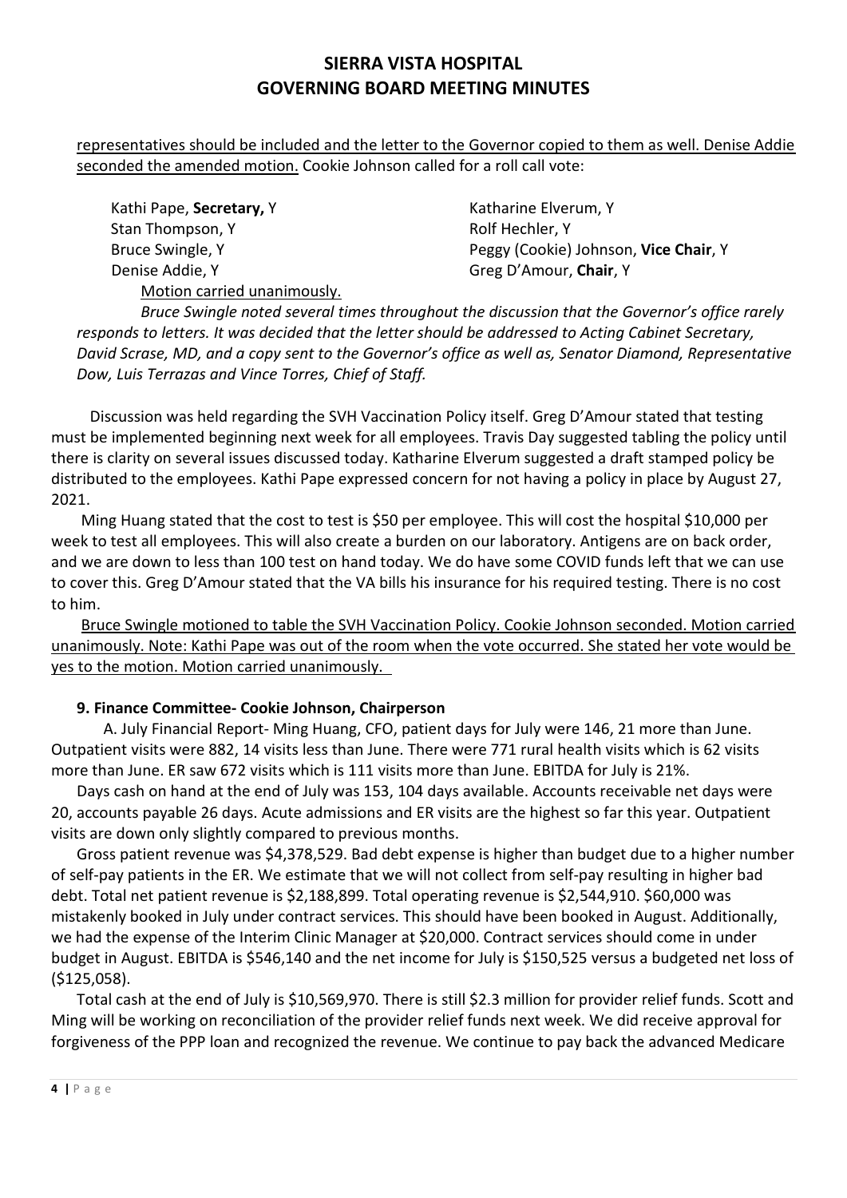<u>representatives should be included and the letter to the Governor copied to them as well. Denise Addie seconded the amended motion.</u> Cookie Johnson called for a roll call vote:

Kathi Pape, **Secretary,** Y
Stan Thompson, Y
Bruce Swingle, Y
Denise Addie, Y
Katharine Elverum, Y
Rolf Hechler, Y
Peggy (Cookie) Johnson, **Vice Chair**, Y
Greg D'Amour, **Chair**, Y

<u>Motion carried unanimously.</u>

*Bruce Swingle noted several times throughout the discussion that the Governor's office rarely responds to letters. It was decided that the letter should be addressed to Acting Cabinet Secretary, David Scrase, MD, and a copy sent to the Governor's office as well as, Senator Diamond, Representative Dow, Luis Terrazas and Vince Torres, Chief of Staff.*

Discussion was held regarding the SVH Vaccination Policy itself. Greg D'Amour stated that testing must be implemented beginning next week for all employees. Travis Day suggested tabling the policy until there is clarity on several issues discussed today. Katharine Elverum suggested a draft stamped policy be distributed to the employees. Kathi Pape expressed concern for not having a policy in place by August 27, 2021.

Ming Huang stated that the cost to test is $50 per employee. This will cost the hospital $10,000 per week to test all employees. This will also create a burden on our laboratory. Antigens are on back order, and we are down to less than 100 test on hand today. We do have some COVID funds left that we can use to cover this. Greg D'Amour stated that the VA bills his insurance for his required testing. There is no cost to him.

<u>Bruce Swingle motioned to table the SVH Vaccination Policy. Cookie Johnson seconded. Motion carried unanimously. Note: Kathi Pape was out of the room when the vote occurred. She stated her vote would be yes to the motion. Motion carried unanimously.</u>

**9. Finance Committee- Cookie Johnson, Chairperson**

A. July Financial Report- Ming Huang, CFO, patient days for July were 146, 21 more than June. Outpatient visits were 882, 14 visits less than June. There were 771 rural health visits which is 62 visits more than June. ER saw 672 visits which is 111 visits more than June. EBITDA for July is 21%.

Days cash on hand at the end of July was 153, 104 days available. Accounts receivable net days were 20, accounts payable 26 days. Acute admissions and ER visits are the highest so far this year. Outpatient visits are down only slightly compared to previous months.

Gross patient revenue was $4,378,529. Bad debt expense is higher than budget due to a higher number of self-pay patients in the ER. We estimate that we will not collect from self-pay resulting in higher bad debt. Total net patient revenue is $2,188,899. Total operating revenue is $2,544,910. $60,000 was mistakenly booked in July under contract services. This should have been booked in August. Additionally, we had the expense of the Interim Clinic Manager at $20,000. Contract services should come in under budget in August. EBITDA is $546,140 and the net income for July is $150,525 versus a budgeted net loss of ($125,058).

Total cash at the end of July is $10,569,970. There is still $2.3 million for provider relief funds. Scott and Ming will be working on reconciliation of the provider relief funds next week. We did receive approval for forgiveness of the PPP loan and recognized the revenue. We continue to pay back the advanced Medicare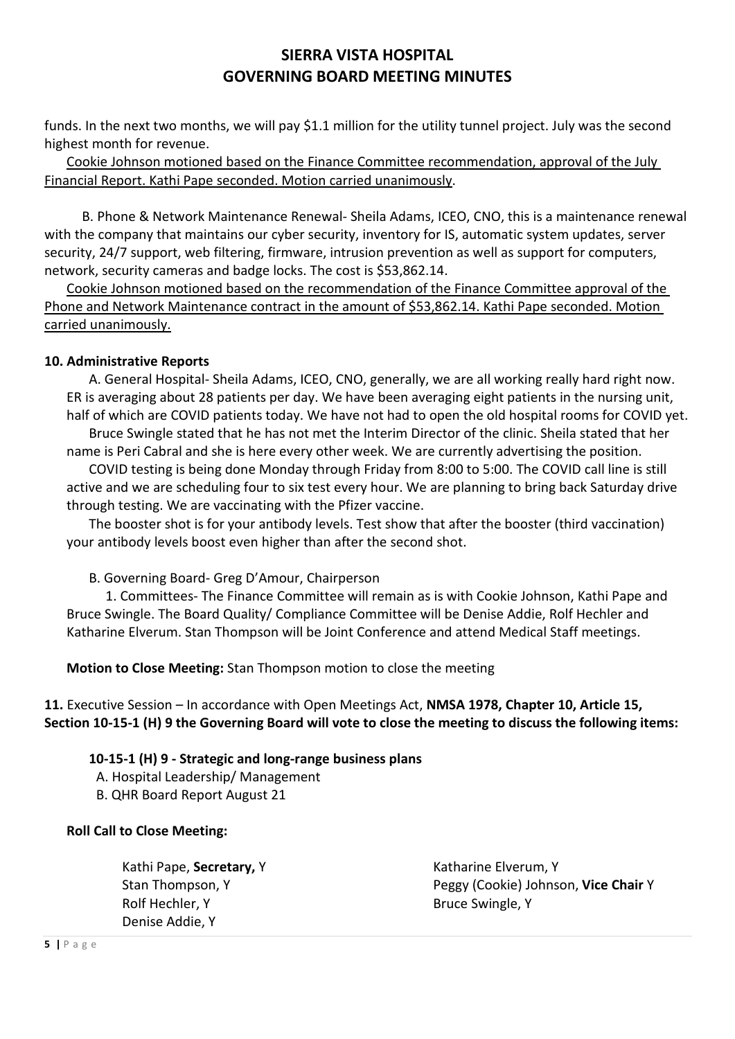funds. In the next two months, we will pay $1.1 million for the utility tunnel project. July was the second highest month for revenue.

Cookie Johnson motioned based on the Finance Committee recommendation, approval of the July Financial Report. Kathi Pape seconded. Motion carried unanimously.

B. Phone & Network Maintenance Renewal- Sheila Adams, ICEO, CNO, this is a maintenance renewal with the company that maintains our cyber security, inventory for IS, automatic system updates, server security, 24/7 support, web filtering, firmware, intrusion prevention as well as support for computers, network, security cameras and badge locks. The cost is $53,862.14.

Cookie Johnson motioned based on the recommendation of the Finance Committee approval of the Phone and Network Maintenance contract in the amount of $53,862.14. Kathi Pape seconded. Motion carried unanimously.

**10. Administrative Reports**

A. General Hospital- Sheila Adams, ICEO, CNO, generally, we are all working really hard right now. ER is averaging about 28 patients per day. We have been averaging eight patients in the nursing unit, half of which are COVID patients today. We have not had to open the old hospital rooms for COVID yet.

Bruce Swingle stated that he has not met the Interim Director of the clinic. Sheila stated that her name is Peri Cabral and she is here every other week. We are currently advertising the position.

COVID testing is being done Monday through Friday from 8:00 to 5:00. The COVID call line is still active and we are scheduling four to six test every hour. We are planning to bring back Saturday drive through testing. We are vaccinating with the Pfizer vaccine.

The booster shot is for your antibody levels. Test show that after the booster (third vaccination) your antibody levels boost even higher than after the second shot.

B. Governing Board- Greg D'Amour, Chairperson

1. Committees- The Finance Committee will remain as is with Cookie Johnson, Kathi Pape and Bruce Swingle. The Board Quality/ Compliance Committee will be Denise Addie, Rolf Hechler and Katharine Elverum. Stan Thompson will be Joint Conference and attend Medical Staff meetings.

**Motion to Close Meeting:** Stan Thompson motion to close the meeting

**11.** Executive Session – In accordance with Open Meetings Act, **NMSA 1978, Chapter 10, Article 15, Section 10-15-1 (H) 9 the Governing Board will vote to close the meeting to discuss the following items:**

**10-15-1 (H) 9 - Strategic and long-range business plans**

A. Hospital Leadership/ Management
B. QHR Board Report August 21

**Roll Call to Close Meeting:**

Kathi Pape, **Secretary,** Y
Stan Thompson, Y
Rolf Hechler, Y
Denise Addie, Y
Katharine Elverum, Y
Peggy (Cookie) Johnson, **Vice Chair** Y
Bruce Swingle, Y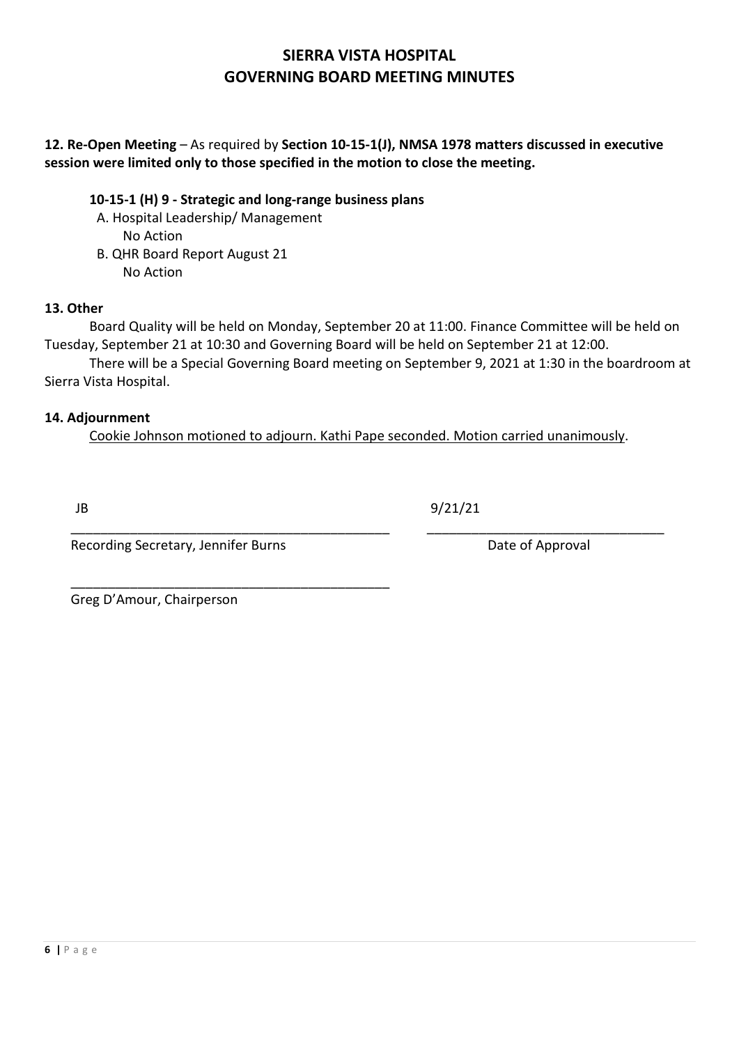# SIERRA VISTA HOSPITAL
# GOVERNING BOARD MEETING MINUTES

**12. Re-Open Meeting** – As required by **Section 10-15-1(J), NMSA 1978 matters discussed in executive session were limited only to those specified in the motion to close the meeting.**

**10-15-1 (H) 9 - Strategic and long-range business plans**

A. Hospital Leadership/ Management
   No Action

B. QHR Board Report August 21
   No Action

**13. Other**

Board Quality will be held on Monday, September 20 at 11:00. Finance Committee will be held on Tuesday, September 21 at 10:30 and Governing Board will be held on September 21 at 12:00.

There will be a Special Governing Board meeting on September 9, 2021 at 1:30 in the boardroom at Sierra Vista Hospital.

**14. Adjournment**

Cookie Johnson motioned to adjourn. Kathi Pape seconded. Motion carried unanimously.

JB
_____________________________________________
Recording Secretary, Jennifer Burns

9/21/21
________________________________
Date of Approval

_____________________________________________
Greg D'Amour, Chairperson